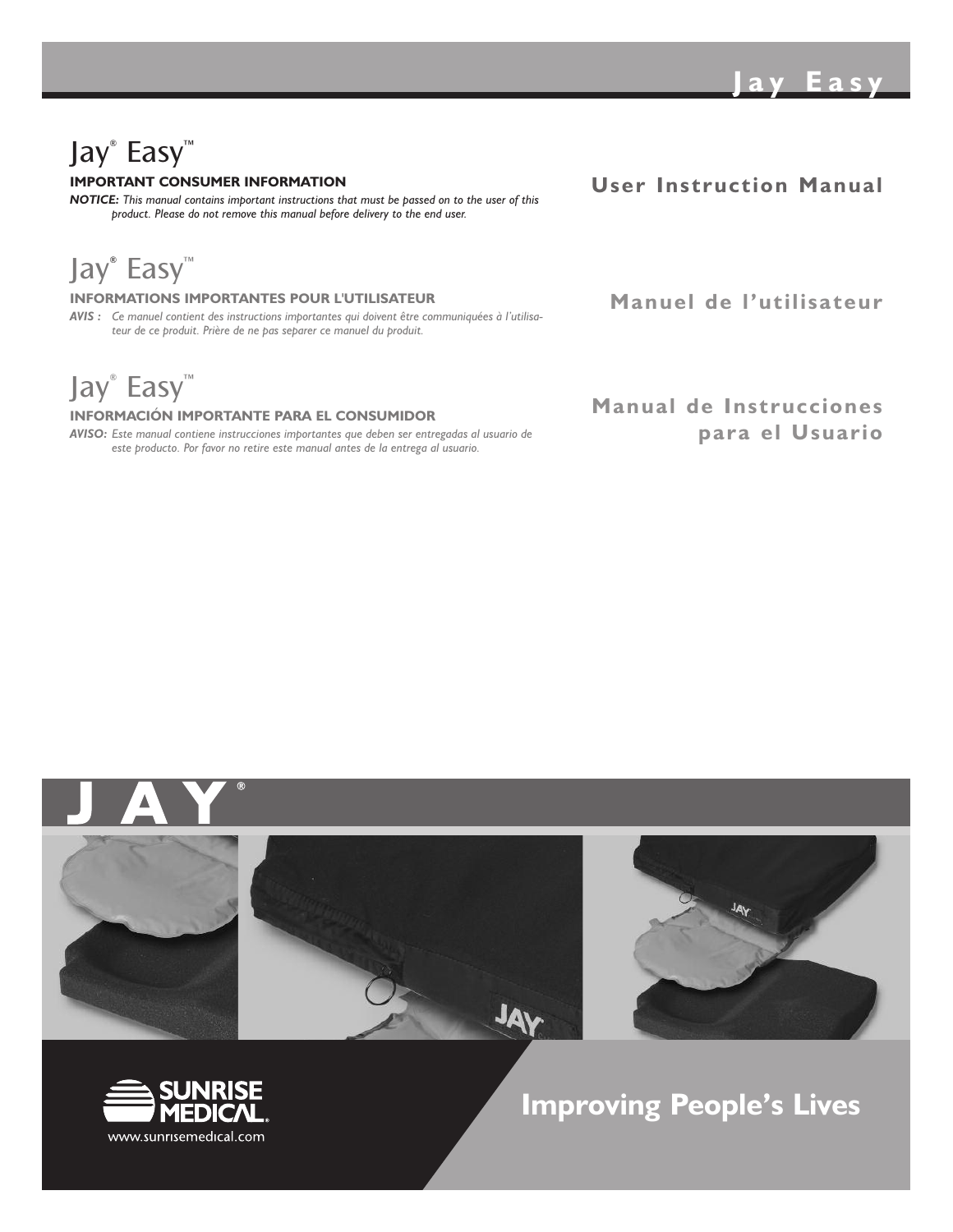# Jay Easy

## Jay® Easy™

**User Instruction Manual**

**IMPORTANT CONSUMER INFORMATION**

***NOTICE:*** *This manual contains important instructions that must be passed on to the user of this product. Please do not remove this manual before delivery to the end user.*

## Jay® Easy™

**Manuel de l'utilisateur**

**INFORMATIONS IMPORTANTES POUR L'UTILISATEUR**

***AVIS :*** *Ce manuel contient des instructions importantes qui doivent être communiquées à l'utilisateur de ce produit. Prière de ne pas separer ce manuel du produit.*

## Jay® Easy™

**Manual de Instrucciones para el Usuario**

**INFORMACIÓN IMPORTANTE PARA EL CONSUMIDOR**

***AVISO:*** *Este manual contiene instrucciones importantes que deben ser entregadas al usuario de este producto. Por favor no retire este manual antes de la entrega al usuario.*

JAY®

SUNRISE MEDICAL®

www.sunrisemedical.com

**Improving People's Lives**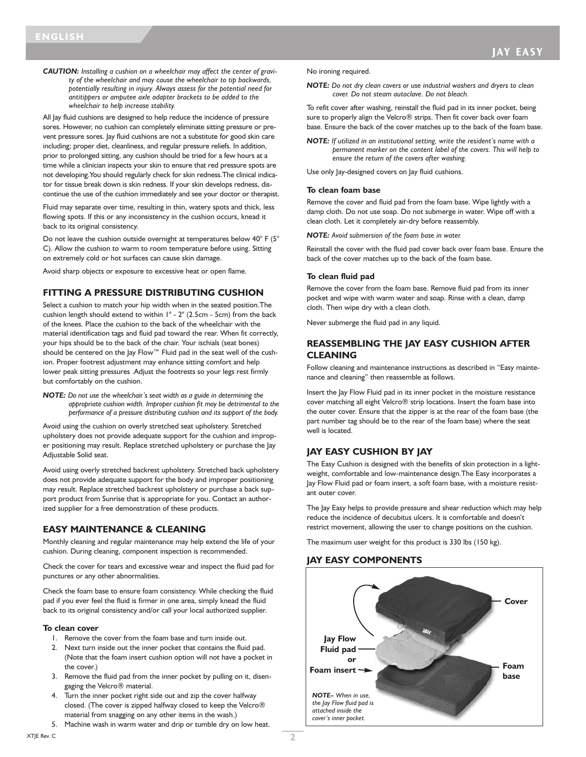***CAUTION:*** *Installing a cushion on a wheelchair may affect the center of gravity of the wheelchair and may cause the wheelchair to tip backwards, potentially resulting in injury. Always assess for the potential need for antitippers or amputee axle adapter brackets to be added to the wheelchair to help increase stability.*

All Jay fluid cushions are designed to help reduce the incidence of pressure sores. However, no cushion can completely eliminate sitting pressure or prevent pressure sores. Jay fluid cushions are not a substitute for good skin care including; proper diet, cleanliness, and regular pressure reliefs. In addition, prior to prolonged sitting, any cushion should be tried for a few hours at a time while a clinician inspects your skin to ensure that red pressure spots are not developing.You should regularly check for skin redness.The clinical indicator for tissue break down is skin redness. If your skin develops redness, discontinue the use of the cushion immediately and see your doctor or therapist.

Fluid may separate over time, resulting in thin, watery spots and thick, less flowing spots. If this or any inconsistency in the cushion occurs, knead it back to its original consistency.

Do not leave the cushion outside overnight at temperatures below 40° F (5° C). Allow the cushion to warm to room temperature before using. Sitting on extremely cold or hot surfaces can cause skin damage.

Avoid sharp objects or exposure to excessive heat or open flame.

## FITTING A PRESSURE DISTRIBUTING CUSHION

Select a cushion to match your hip width when in the seated position.The cushion length should extend to within 1" - 2" (2.5cm - 5cm) from the back of the knees. Place the cushion to the back of the wheelchair with the material identification tags and fluid pad toward the rear. When fit correctly, your hips should be to the back of the chair. Your ischials (seat bones) should be centered on the Jay Flow™ Fluid pad in the seat well of the cushion. Proper footrest adjustment may enhance sitting comfort and help lower peak sitting pressures .Adjust the footrests so your legs rest firmly but comfortably on the cushion.

***NOTE:*** *Do not use the wheelchair's seat width as a guide in determining the appropriate cushion width. Improper cushion fit may be detrimental to the performance of a pressure distributing cushion and its support of the body.*

Avoid using the cushion on overly stretched seat upholstery. Stretched upholstery does not provide adequate support for the cushion and improper positioning may result. Replace stretched upholstery or purchase the Jay Adjustable Solid seat.

Avoid using overly stretched backrest upholstery. Stretched back upholstery does not provide adequate support for the body and improper positioning may result. Replace stretched backrest upholstery or purchase a back support product from Sunrise that is appropriate for you. Contact an authorized supplier for a free demonstration of these products.

## EASY MAINTENANCE & CLEANING

Monthly cleaning and regular maintenance may help extend the life of your cushion. During cleaning, component inspection is recommended.

Check the cover for tears and excessive wear and inspect the fluid pad for punctures or any other abnormalities.

Check the foam base to ensure foam consistency. While checking the fluid pad if you ever feel the fluid is firmer in one area, simply knead the fluid back to its original consistency and/or call your local authorized supplier.

### To clean cover

1. Remove the cover from the foam base and turn inside out.
2. Next turn inside out the inner pocket that contains the fluid pad. (Note that the foam insert cushion option will not have a pocket in the cover.)
3. Remove the fluid pad from the inner pocket by pulling on it, disengaging the Velcro® material.
4. Turn the inner pocket right side out and zip the cover halfway closed. (The cover is zipped halfway closed to keep the Velcro® material from snagging on any other items in the wash.)
5. Machine wash in warm water and drip or tumble dry on low heat.

No ironing required.

***NOTE:*** *Do not dry clean covers or use industrial washers and dryers to clean cover. Do not steam autoclave. Do not bleach.*

To refit cover after washing, reinstall the fluid pad in its inner pocket, being sure to properly align the Velcro® strips. Then fit cover back over foam base. Ensure the back of the cover matches up to the back of the foam base.

***NOTE:*** *If utilized in an institutional setting, write the resident's name with a permanent marker on the content label of the covers. This will help to ensure the return of the covers after washing.*

Use only Jay-designed covers on Jay fluid cushions.

### To clean foam base

Remove the cover and fluid pad from the foam base. Wipe lightly with a damp cloth. Do not use soap. Do not submerge in water. Wipe off with a clean cloth. Let it completely air-dry before reassembly.

***NOTE:*** *Avoid submersion of the foam base in water.*

Reinstall the cover with the fluid pad cover back over foam base. Ensure the back of the cover matches up to the back of the foam base.

### To clean fluid pad

Remove the cover from the foam base. Remove fluid pad from its inner pocket and wipe with warm water and soap. Rinse with a clean, damp cloth. Then wipe dry with a clean cloth.

Never submerge the fluid pad in any liquid.

## REASSEMBLING THE JAY EASY CUSHION AFTER CLEANING

Follow cleaning and maintenance instructions as described in "Easy maintenance and cleaning" then reassemble as follows.

Insert the Jay Flow Fluid pad in its inner pocket in the moisture resistance cover matching all eight Velcro® strip locations. Insert the foam base into the outer cover. Ensure that the zipper is at the rear of the foam base (the part number tag should be to the rear of the foam base) where the seat well is located.

## JAY EASY CUSHION BY JAY

The Easy Cushion is designed with the benefits of skin protection in a lightweight, comfortable and low-maintenance design.The Easy incorporates a Jay Flow Fluid pad or foam insert, a soft foam base, with a moisture resistant outer cover.

The Jay Easy helps to provide pressure and shear reduction which may help reduce the incidence of decubitus ulcers. It is comfortable and doesn't restrict movement, allowing the user to change positions on the cushion.

The maximum user weight for this product is 330 lbs (150 kg).

## JAY EASY COMPONENTS

Cover

Jay Flow Fluid pad or Foam insert

Foam base

***NOTE–*** *When in use, the Jay Flow fluid pad is attached inside the cover's inner pocket.*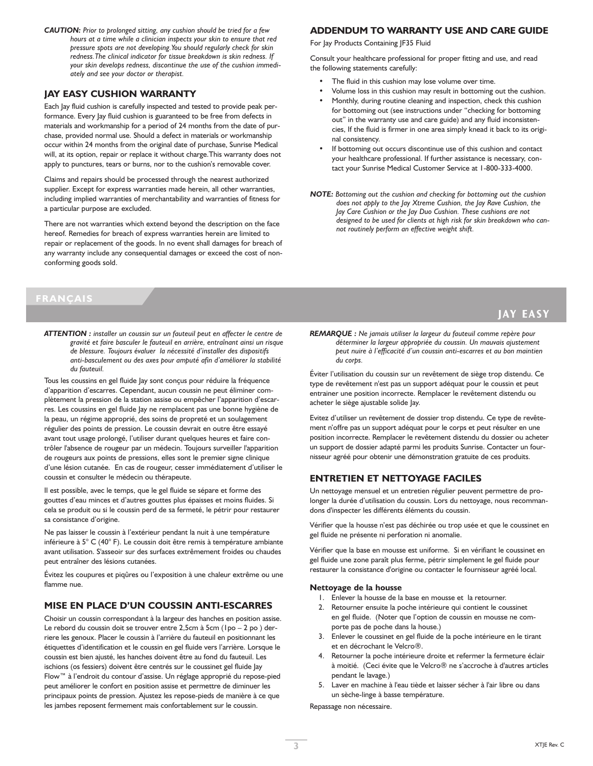***CAUTION:*** *Prior to prolonged sitting, any cushion should be tried for a few hours at a time while a clinician inspects your skin to ensure that red pressure spots are not developing. You should regularly check for skin redness. The clinical indicator for tissue breakdown is skin redness. If your skin develops redness, discontinue the use of the cushion immediately and see your doctor or therapist.*

## JAY EASY CUSHION WARRANTY

Each Jay fluid cushion is carefully inspected and tested to provide peak performance. Every Jay fluid cushion is guaranteed to be free from defects in materials and workmanship for a period of 24 months from the date of purchase, provided normal use. Should a defect in materials or workmanship occur within 24 months from the original date of purchase, Sunrise Medical will, at its option, repair or replace it without charge. This warranty does not apply to punctures, tears or burns, nor to the cushion's removable cover.

Claims and repairs should be processed through the nearest authorized supplier. Except for express warranties made herein, all other warranties, including implied warranties of merchantability and warranties of fitness for a particular purpose are excluded.

There are not warranties which extend beyond the description on the face hereof. Remedies for breach of express warranties herein are limited to repair or replacement of the goods. In no event shall damages for breach of any warranty include any consequential damages or exceed the cost of nonconforming goods sold.

## ADDENDUM TO WARRANTY USE AND CARE GUIDE

For Jay Products Containing JF35 Fluid

Consult your healthcare professional for proper fitting and use, and read the following statements carefully:

- The fluid in this cushion may lose volume over time.
- Volume loss in this cushion may result in bottoming out the cushion.
- Monthly, during routine cleaning and inspection, check this cushion for bottoming out (see instructions under "checking for bottoming out" in the warranty use and care guide) and any fluid inconsistencies, If the fluid is firmer in one area simply knead it back to its original consistency.
- If bottoming out occurs discontinue use of this cushion and contact your healthcare professional. If further assistance is necessary, contact your Sunrise Medical Customer Service at 1-800-333-4000.

***NOTE:*** *Bottoming out the cushion and checking for bottoming out the cushion does not apply to the Jay Xtreme Cushion, the Jay Rave Cushion, the Jay Care Cushion or the Jay Duo Cushion. These cushions are not designed to be used for clients at high risk for skin breakdown who cannot routinely perform an effective weight shift.*

# FRANÇAIS

# JAY EASY

***ATTENTION :*** *installer un coussin sur un fauteuil peut en affecter le centre de gravité et faire basculer le fauteuil en arrière, entraînant ainsi un risque de blessure. Toujours évaluer la nécessité d'installer des dispositifs anti-basculement ou des axes pour amputé afin d'améliorer la stabilité du fauteuil.*

Tous les coussins en gel fluide Jay sont conçus pour réduire la fréquence d'apparition d'escarres. Cependant, aucun coussin ne peut éliminer complètement la pression de la station assise ou empêcher l'apparition d'escarres. Les coussins en gel fluide Jay ne remplacent pas une bonne hygiène de la peau, un régime approprié, des soins de propreté et un soulagement régulier des points de pression. Le coussin devrait en outre être essayé avant tout usage prolongé, l'utiliser durant quelques heures et faire contrôler l'absence de rougeur par un médecin. Toujours surveiller l'apparition de rougeurs aux points de pressions, elles sont le premier signe clinique d'une lésion cutanée. En cas de rougeur, cesser immédiatement d'utiliser le coussin et consulter le médecin ou thérapeute.

Il est possible, avec le temps, que le gel fluide se sépare et forme des gouttes d'eau minces et d'autres gouttes plus épaisses et moins fluides. Si cela se produit ou si le coussin perd de sa fermeté, le pétrir pour restaurer sa consistance d'origine.

Ne pas laisser le coussin à l'extérieur pendant la nuit à une température inférieure à 5° C (40° F). Le coussin doit être remis à température ambiante avant utilisation. S'asseoir sur des surfaces extrêmement froides ou chaudes peut entraîner des lésions cutanées.

Évitez les coupures et piqûres ou l'exposition à une chaleur extrême ou une flamme nue.

## MISE EN PLACE D'UN COUSSIN ANTI-ESCARRES

Choisir un coussin correspondant à la largeur des hanches en position assise. Le rebord du coussin doit se trouver entre 2,5cm à 5cm (1po – 2 po ) derriere les genoux. Placer le coussin à l'arrière du fauteuil en positionnant les étiquettes d'identification et le coussin en gel fluide vers l'arrière. Lorsque le coussin est bien ajusté, les hanches doivent être au fond du fauteuil. Les ischions (os fessiers) doivent être centrés sur le coussinet gel fluide Jay Flow™ à l'endroit du contour d'assise. Un réglage approprié du repose-pied peut améliorer le confort en position assise et permettre de diminuer les principaux points de pression. Ajustez les repose-pieds de manière à ce que les jambes reposent fermement mais confortablement sur le coussin.

***REMARQUE :*** *Ne jamais utiliser la largeur du fauteuil comme repère pour déterminer la largeur appropriée du coussin. Un mauvais ajustement peut nuire à l'efficacité d'un coussin anti-escarres et au bon maintien du corps.*

Éviter l'utilisation du coussin sur un revêtement de siège trop distendu. Ce type de revêtement n'est pas un support adéquat pour le coussin et peut entrainer une position incorrecte. Remplacer le revêtement distendu ou acheter le siège ajustable solide Jay.

Evitez d'utiliser un revêtement de dossier trop distendu. Ce type de revêtement n'offre pas un support adéquat pour le corps et peut résulter en une position incorrecte. Remplacer le revêtement distendu du dossier ou acheter un support de dossier adapté parmi les produits Sunrise. Contacter un fournisseur agréé pour obtenir une démonstration gratuite de ces produits.

## ENTRETIEN ET NETTOYAGE FACILES

Un nettoyage mensuel et un entretien régulier peuvent permettre de prolonger la durée d'utilisation du coussin. Lors du nettoyage, nous recommandons d'inspecter les différents éléments du coussin.

Vérifier que la housse n'est pas déchirée ou trop usée et que le coussinet en gel fluide ne présente ni perforation ni anomalie.

Vérifier que la base en mousse est uniforme. Si en vérifiant le coussinet en gel fluide une zone paraît plus ferme, pétrir simplement le gel fluide pour restaurer la consistance d'origine ou contacter le fournisseur agréé local.

### Nettoyage de la housse

1. Enlever la housse de la base en mousse et la retourner.
2. Retourner ensuite la poche intérieure qui contient le coussinet en gel fluide. (Noter que l'option de coussin en mousse ne comporte pas de poche dans la house.)
3. Enlever le coussinet en gel fluide de la poche intérieure en le tirant et en décrochant le Velcro®.
4. Retourner la poche intérieure droite et refermer la fermeture éclair à moitié. (Ceci évite que le Velcro® ne s'accroche à d'autres articles pendant le lavage.)
5. Laver en machine à l'eau tiède et laisser sécher à l'air libre ou dans un sèche-linge à basse température.

Repassage non nécessaire.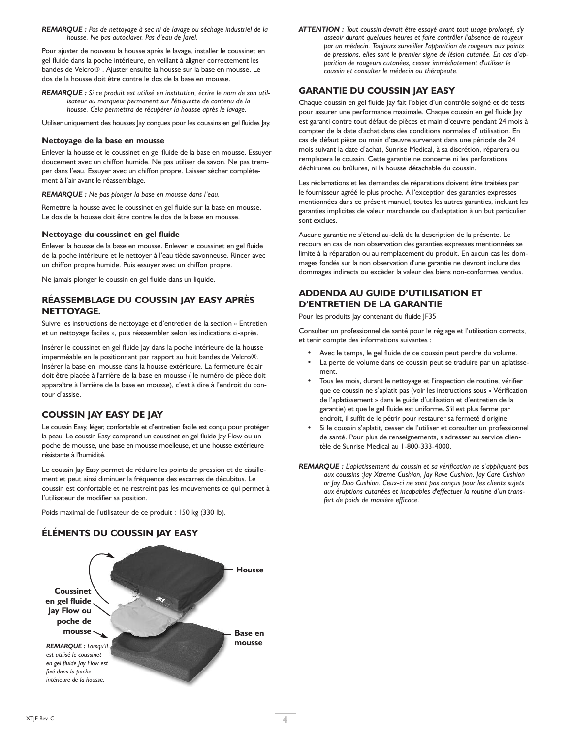*REMARQUE : Pas de nettoyage à sec ni de lavage ou séchage industriel de la housse. Ne pas autoclaver. Pas d'eau de Javel.*

Pour ajuster de nouveau la housse après le lavage, installer le coussinet en gel fluide dans la poche intérieure, en veillant à aligner correctement les bandes de Velcro® . Ajuster ensuite la housse sur la base en mousse. Le dos de la housse doit être contre le dos de la base en mousse.

*REMARQUE : Si ce produit est utilisé en institution, écrire le nom de son utilisateur au marqueur permanent sur l'étiquette de contenu de la housse. Cela permettra de récupérer la housse après le lavage.*

Utiliser uniquement des housses Jay conçues pour les coussins en gel fluides Jay.

### Nettoyage de la base en mousse

Enlever la housse et le coussinet en gel fluide de la base en mousse. Essuyer doucement avec un chiffon humide. Ne pas utiliser de savon. Ne pas tremper dans l'eau. Essuyer avec un chiffon propre. Laisser sécher complètement à l'air avant le réassemblage.

*REMARQUE : Ne pas plonger la base en mousse dans l'eau.*

Remettre la housse avec le coussinet en gel fluide sur la base en mousse. Le dos de la housse doit être contre le dos de la base en mousse.

### Nettoyage du coussinet en gel fluide

Enlever la housse de la base en mousse. Enlever le coussinet en gel fluide de la poche intérieure et le nettoyer à l'eau tiède savonneuse. Rincer avec un chiffon propre humide. Puis essuyer avec un chiffon propre.

Ne jamais plonger le coussin en gel fluide dans un liquide.

## RÉASSEMBLAGE DU COUSSIN JAY EASY APRÈS NETTOYAGE.

Suivre les instructions de nettoyage et d'entretien de la section « Entretien et un nettoyage faciles », puis réassembler selon les indications ci-après.

Insérer le coussinet en gel fluide Jay dans la poche intérieure de la housse imperméable en le positionnant par rapport au huit bandes de Velcro®. Insérer la base en mousse dans la housse extérieure. La fermeture éclair doit être placée à l'arrière de la base en mousse ( le numéro de pièce doit apparaître à l'arrière de la base en mousse), c'est à dire à l'endroit du contour d'assise.

## COUSSIN JAY EASY DE JAY

Le coussin Easy, léger, confortable et d'entretien facile est conçu pour protéger la peau. Le coussin Easy comprend un coussinet en gel fluide Jay Flow ou un poche de mousse, une base en mousse moelleuse, et une housse extérieure résistante à l'humidité.

Le coussin Jay Easy permet de réduire les points de pression et de cisaillement et peut ainsi diminuer la fréquence des escarres de décubitus. Le coussin est confortable et ne restreint pas les mouvements ce qui permet à l'utilisateur de modifier sa position.

Poids maximal de l'utilisateur de ce produit : 150 kg (330 lb).

## ÉLÉMENTS DU COUSSIN JAY EASY

Housse

Coussinet en gel fluide Jay Flow ou poche de mousse

Base en mousse

*REMARQUE : Lorsqu'il est utilisé le coussinet en gel fluide Jay Flow est fixé dans la poche intérieure de la housse.*

***ATTENTION :*** *Tout coussin devrait être essayé avant tout usage prolongé, s'y asseoir durant quelques heures et faire contrôler l'absence de rougeur par un médecin. Toujours surveiller l'apparition de rougeurs aux points de pressions, elles sont le premier signe de lésion cutanée. En cas d'apparition de rougeurs cutanées, cesser immédiatement d'utiliser le coussin et consulter le médecin ou thérapeute.*

## GARANTIE DU COUSSIN JAY EASY

Chaque coussin en gel fluide Jay fait l'objet d'un contrôle soigné et de tests pour assurer une performance maximale. Chaque coussin en gel fluide Jay est garanti contre tout défaut de pièces et main d'œuvre pendant 24 mois à compter de la date d'achat dans des conditions normales d' utilisation. En cas de défaut pièce ou main d'œuvre survenant dans une période de 24 mois suivant la date d'achat, Sunrise Medical, à sa discrétion, réparera ou remplacera le coussin. Cette garantie ne concerne ni les perforations, déchirures ou brûlures, ni la housse détachable du coussin.

Les réclamations et les demandes de réparations doivent être traitées par le fournisseur agréé le plus proche. À l'exception des garanties expresses mentionnées dans ce présent manuel, toutes les autres garanties, incluant les garanties implicites de valeur marchande ou d'adaptation à un but particulier sont exclues.

Aucune garantie ne s'étend au-delà de la description de la présente. Le recours en cas de non observation des garanties expresses mentionnées se limite à la réparation ou au remplacement du produit. En aucun cas les dommages fondés sur la non observation d'une garantie ne devront inclure des dommages indirects ou excéder la valeur des biens non-conformes vendus.

## ADDENDA AU GUIDE D'UTILISATION ET D'ENTRETIEN DE LA GARANTIE

Pour les produits Jay contenant du fluide JF35

Consulter un professionnel de santé pour le réglage et l'utilisation corrects, et tenir compte des informations suivantes :

- Avec le temps, le gel fluide de ce coussin peut perdre du volume.
- La perte de volume dans ce coussin peut se traduire par un aplatissement.
- Tous les mois, durant le nettoyage et l'inspection de routine, vérifier que ce coussin ne s'aplatit pas (voir les instructions sous « Vérification de l'aplatissement » dans le guide d'utilisation et d'entretien de la garantie) et que le gel fluide est uniforme. S'il est plus ferme par endroit, il suffit de le pétrir pour restaurer sa fermeté d'origine.
- Si le coussin s'aplatit, cesser de l'utiliser et consulter un professionnel de santé. Pour plus de renseignements, s'adresser au service clientèle de Sunrise Medical au 1-800-333-4000.

*REMARQUE : L'aplatissement du coussin et sa vérification ne s'appliquent pas aux coussins :Jay Xtreme Cushion, Jay Rave Cushion, Jay Care Cushion or Jay Duo Cushion. Ceux-ci ne sont pas conçus pour les clients sujets aux éruptions cutanées et incapables d'effectuer la routine d'un transfert de poids de manière efficace.*

XTJE Rev. C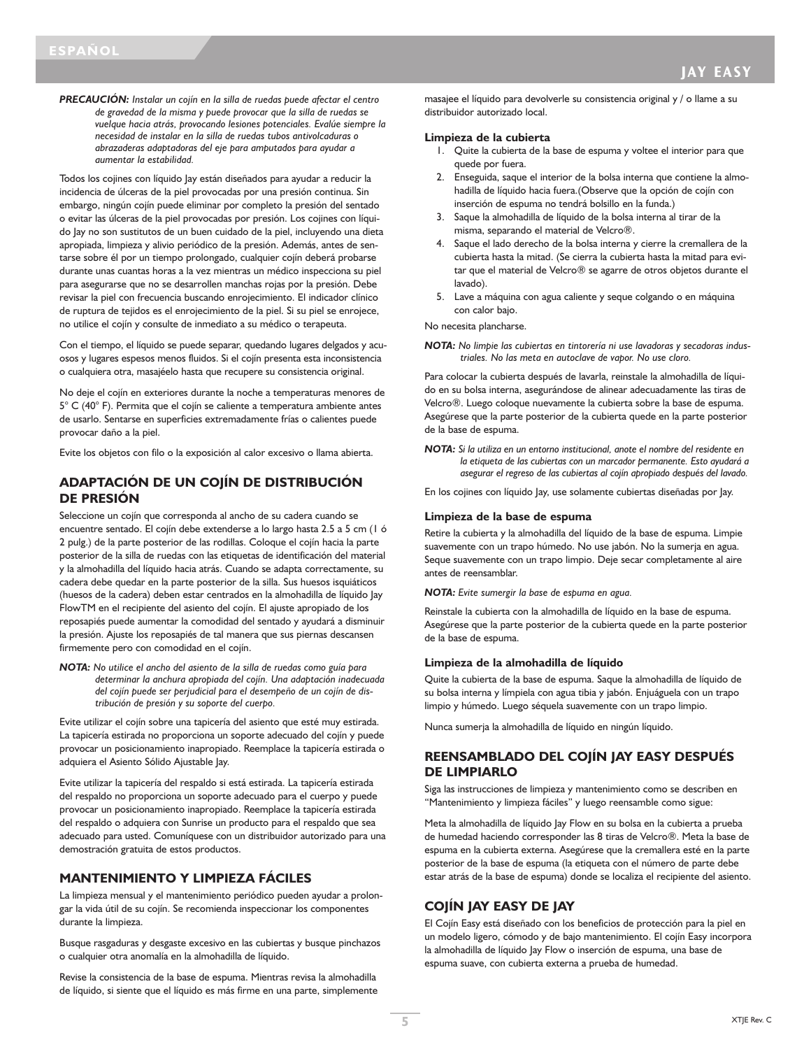***PRECAUCIÓN:*** *Instalar un cojín en la silla de ruedas puede afectar el centro de gravedad de la misma y puede provocar que la silla de ruedas se vuelque hacia atrás, provocando lesiones potenciales. Evalúe siempre la necesidad de instalar en la silla de ruedas tubos antivolcaduras o abrazaderas adaptadoras del eje para amputados para ayudar a aumentar la estabilidad.*

Todos los cojines con líquido Jay están diseñados para ayudar a reducir la incidencia de úlceras de la piel provocadas por una presión continua. Sin embargo, ningún cojín puede eliminar por completo la presión del sentado o evitar las úlceras de la piel provocadas por presión. Los cojines con líquido Jay no son sustitutos de un buen cuidado de la piel, incluyendo una dieta apropiada, limpieza y alivio periódico de la presión. Además, antes de sentarse sobre él por un tiempo prolongado, cualquier cojín deberá probarse durante unas cuantas horas a la vez mientras un médico inspecciona su piel para asegurarse que no se desarrollen manchas rojas por la presión. Debe revisar la piel con frecuencia buscando enrojecimiento. El indicador clínico de ruptura de tejidos es el enrojecimiento de la piel. Si su piel se enrojece, no utilice el cojín y consulte de inmediato a su médico o terapeuta.

Con el tiempo, el líquido se puede separar, quedando lugares delgados y acuosos y lugares espesos menos fluidos. Si el cojín presenta esta inconsistencia o cualquiera otra, masajéelo hasta que recupere su consistencia original.

No deje el cojín en exteriores durante la noche a temperaturas menores de 5° C (40° F). Permita que el cojín se caliente a temperatura ambiente antes de usarlo. Sentarse en superficies extremadamente frías o calientes puede provocar daño a la piel.

Evite los objetos con filo o la exposición al calor excesivo o llama abierta.

## ADAPTACIÓN DE UN COJÍN DE DISTRIBUCIÓN DE PRESIÓN

Seleccione un cojín que corresponda al ancho de su cadera cuando se encuentre sentado. El cojín debe extenderse a lo largo hasta 2.5 a 5 cm (1 ó 2 pulg.) de la parte posterior de las rodillas. Coloque el cojín hacia la parte posterior de la silla de ruedas con las etiquetas de identificación del material y la almohadilla del líquido hacia atrás. Cuando se adapta correctamente, su cadera debe quedar en la parte posterior de la silla. Sus huesos isquiáticos (huesos de la cadera) deben estar centrados en la almohadilla de líquido Jay FlowTM en el recipiente del asiento del cojín. El ajuste apropiado de los reposapiés puede aumentar la comodidad del sentado y ayudará a disminuir la presión. Ajuste los reposapiés de tal manera que sus piernas descansen firmemente pero con comodidad en el cojín.

***NOTA:*** *No utilice el ancho del asiento de la silla de ruedas como guía para determinar la anchura apropiada del cojín. Una adaptación inadecuada del cojín puede ser perjudicial para el desempeño de un cojín de distribución de presión y su soporte del cuerpo.*

Evite utilizar el cojín sobre una tapicería del asiento que esté muy estirada. La tapicería estirada no proporciona un soporte adecuado del cojín y puede provocar un posicionamiento inapropiado. Reemplace la tapicería estirada o adquiera el Asiento Sólido Ajustable Jay.

Evite utilizar la tapicería del respaldo si está estirada. La tapicería estirada del respaldo no proporciona un soporte adecuado para el cuerpo y puede provocar un posicionamiento inapropiado. Reemplace la tapicería estirada del respaldo o adquiera con Sunrise un producto para el respaldo que sea adecuado para usted. Comuníquese con un distribuidor autorizado para una demostración gratuita de estos productos.

## MANTENIMIENTO Y LIMPIEZA FÁCILES

La limpieza mensual y el mantenimiento periódico pueden ayudar a prolongar la vida útil de su cojín. Se recomienda inspeccionar los componentes durante la limpieza.

Busque rasgaduras y desgaste excesivo en las cubiertas y busque pinchazos o cualquier otra anomalía en la almohadilla de líquido.

Revise la consistencia de la base de espuma. Mientras revisa la almohadilla de líquido, si siente que el líquido es más firme en una parte, simplemente masajee el líquido para devolverle su consistencia original y / o llame a su distribuidor autorizado local.

### Limpieza de la cubierta

1. Quite la cubierta de la base de espuma y voltee el interior para que quede por fuera.
2. Enseguida, saque el interior de la bolsa interna que contiene la almohadilla de líquido hacia fuera.(Observe que la opción de cojín con inserción de espuma no tendrá bolsillo en la funda.)
3. Saque la almohadilla de líquido de la bolsa interna al tirar de la misma, separando el material de Velcro®.
4. Saque el lado derecho de la bolsa interna y cierre la cremallera de la cubierta hasta la mitad. (Se cierra la cubierta hasta la mitad para evitar que el material de Velcro® se agarre de otros objetos durante el lavado).
5. Lave a máquina con agua caliente y seque colgando o en máquina con calor bajo.

No necesita plancharse.

***NOTA:*** *No limpie las cubiertas en tintorería ni use lavadoras y secadoras industriales. No las meta en autoclave de vapor. No use cloro.*

Para colocar la cubierta después de lavarla, reinstale la almohadilla de líquido en su bolsa interna, asegurándose de alinear adecuadamente las tiras de Velcro®. Luego coloque nuevamente la cubierta sobre la base de espuma. Asegúrese que la parte posterior de la cubierta quede en la parte posterior de la base de espuma.

***NOTA:*** *Si la utiliza en un entorno institucional, anote el nombre del residente en la etiqueta de las cubiertas con un marcador permanente. Esto ayudará a asegurar el regreso de las cubiertas al cojín apropiado después del lavado.*

En los cojines con líquido Jay, use solamente cubiertas diseñadas por Jay.

### Limpieza de la base de espuma

Retire la cubierta y la almohadilla del líquido de la base de espuma. Limpie suavemente con un trapo húmedo. No use jabón. No la sumerja en agua. Seque suavemente con un trapo limpio. Deje secar completamente al aire antes de reensamblar.

***NOTA:*** *Evite sumergir la base de espuma en agua.*

Reinstale la cubierta con la almohadilla de líquido en la base de espuma. Asegúrese que la parte posterior de la cubierta quede en la parte posterior de la base de espuma.

### Limpieza de la almohadilla de líquido

Quite la cubierta de la base de espuma. Saque la almohadilla de líquido de su bolsa interna y límpiela con agua tibia y jabón. Enjuáguela con un trapo limpio y húmedo. Luego séquela suavemente con un trapo limpio.

Nunca sumerja la almohadilla de líquido en ningún líquido.

## REENSAMBLADO DEL COJÍN JAY EASY DESPUÉS DE LIMPIARLO

Siga las instrucciones de limpieza y mantenimiento como se describen en "Mantenimiento y limpieza fáciles" y luego reensamble como sigue:

Meta la almohadilla de líquido Jay Flow en su bolsa en la cubierta a prueba de humedad haciendo corresponder las 8 tiras de Velcro®. Meta la base de espuma en la cubierta externa. Asegúrese que la cremallera esté en la parte posterior de la base de espuma (la etiqueta con el número de parte debe estar atrás de la base de espuma) donde se localiza el recipiente del asiento.

## COJÍN JAY EASY DE JAY

El Cojín Easy está diseñado con los beneficios de protección para la piel en un modelo ligero, cómodo y de bajo mantenimiento. El cojín Easy incorpora la almohadilla de líquido Jay Flow o inserción de espuma, una base de espuma suave, con cubierta externa a prueba de humedad.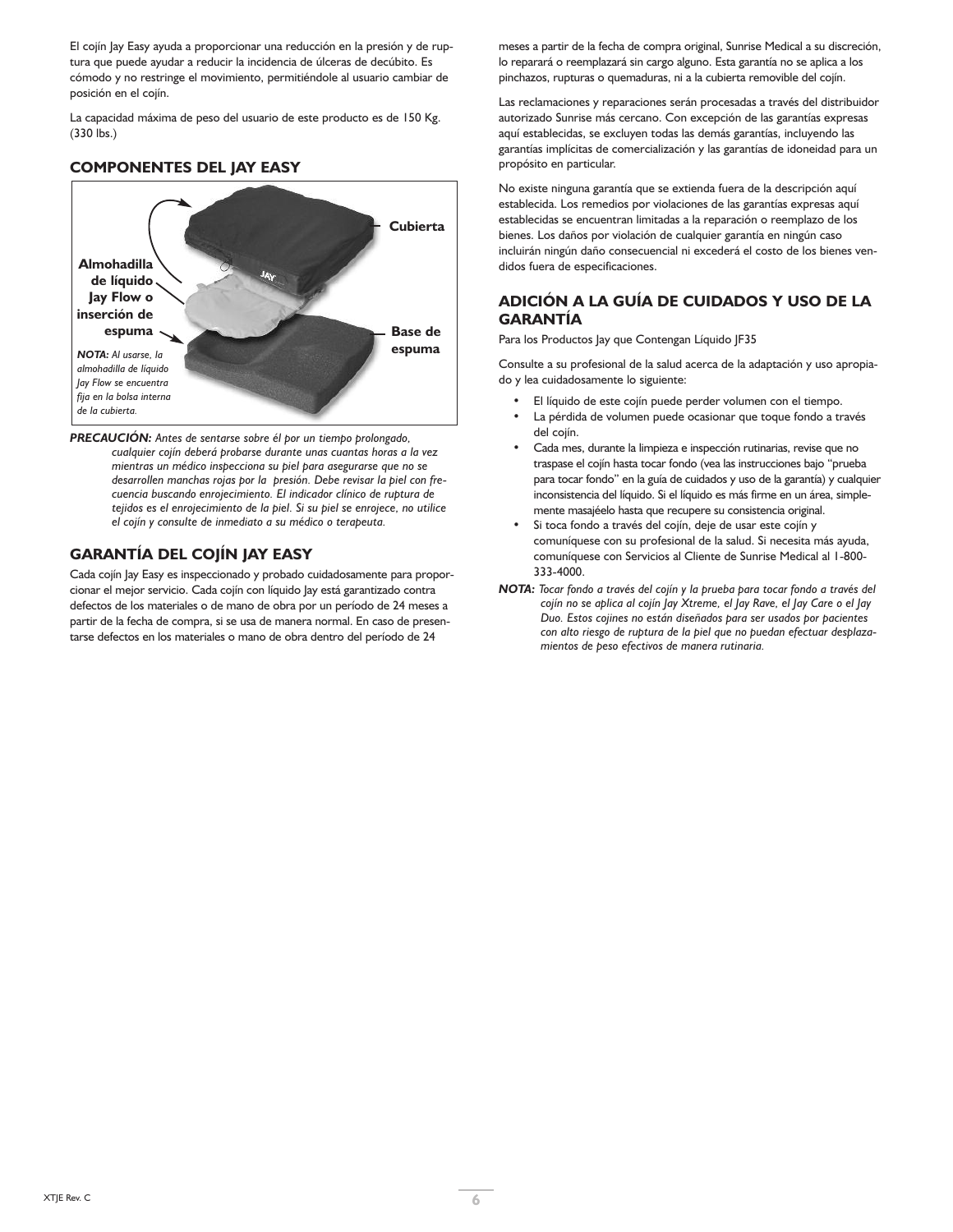El cojín Jay Easy ayuda a proporcionar una reducción en la presión y de ruptura que puede ayudar a reducir la incidencia de úlceras de decúbito. Es cómodo y no restringe el movimiento, permitiéndole al usuario cambiar de posición en el cojín.

La capacidad máxima de peso del usuario de este producto es de 150 Kg. (330 lbs.)

## COMPONENTES DEL JAY EASY

**Cubierta**

**Almohadilla de líquido Jay Flow o inserción de espuma**

**Base de espuma**

***NOTA:*** *Al usarse, la almohadilla de líquido Jay Flow se encuentra fija en la bolsa interna de la cubierta.*

***PRECAUCIÓN:*** *Antes de sentarse sobre él por un tiempo prolongado, cualquier cojín deberá probarse durante unas cuantas horas a la vez mientras un médico inspecciona su piel para asegurarse que no se desarrollen manchas rojas por la presión. Debe revisar la piel con frecuencia buscando enrojecimiento. El indicador clínico de ruptura de tejidos es el enrojecimiento de la piel. Si su piel se enrojece, no utilice el cojín y consulte de inmediato a su médico o terapeuta.*

## GARANTÍA DEL COJÍN JAY EASY

Cada cojín Jay Easy es inspeccionado y probado cuidadosamente para proporcionar el mejor servicio. Cada cojín con líquido Jay está garantizado contra defectos de los materiales o de mano de obra por un período de 24 meses a partir de la fecha de compra, si se usa de manera normal. En caso de presentarse defectos en los materiales o mano de obra dentro del período de 24 meses a partir de la fecha de compra original, Sunrise Medical a su discreción, lo reparará o reemplazará sin cargo alguno. Esta garantía no se aplica a los pinchazos, rupturas o quemaduras, ni a la cubierta removible del cojín.

Las reclamaciones y reparaciones serán procesadas a través del distribuidor autorizado Sunrise más cercano. Con excepción de las garantías expresas aquí establecidas, se excluyen todas las demás garantías, incluyendo las garantías implícitas de comercialización y las garantías de idoneidad para un propósito en particular.

No existe ninguna garantía que se extienda fuera de la descripción aquí establecida. Los remedios por violaciones de las garantías expresas aquí establecidas se encuentran limitadas a la reparación o reemplazo de los bienes. Los daños por violación de cualquier garantía en ningún caso incluirán ningún daño consecuencial ni excederá el costo de los bienes vendidos fuera de especificaciones.

## ADICIÓN A LA GUÍA DE CUIDADOS Y USO DE LA GARANTÍA

Para los Productos Jay que Contengan Líquido JF35

Consulte a su profesional de la salud acerca de la adaptación y uso apropiado y lea cuidadosamente lo siguiente:

- El líquido de este cojín puede perder volumen con el tiempo.
- La pérdida de volumen puede ocasionar que toque fondo a través del cojín.
- Cada mes, durante la limpieza e inspección rutinarias, revise que no traspase el cojín hasta tocar fondo (vea las instrucciones bajo "prueba para tocar fondo" en la guía de cuidados y uso de la garantía) y cualquier inconsistencia del líquido. Si el líquido es más firme en un área, simplemente masajéelo hasta que recupere su consistencia original.
- Si toca fondo a través del cojín, deje de usar este cojín y comuníquese con su profesional de la salud. Si necesita más ayuda, comuníquese con Servicios al Cliente de Sunrise Medical al 1-800-333-4000.

***NOTA:*** *Tocar fondo a través del cojín y la prueba para tocar fondo a través del cojín no se aplica al cojín Jay Xtreme, el Jay Rave, el Jay Care o el Jay Duo. Estos cojines no están diseñados para ser usados por pacientes con alto riesgo de ruptura de la piel que no puedan efectuar desplazamientos de peso efectivos de manera rutinaria.*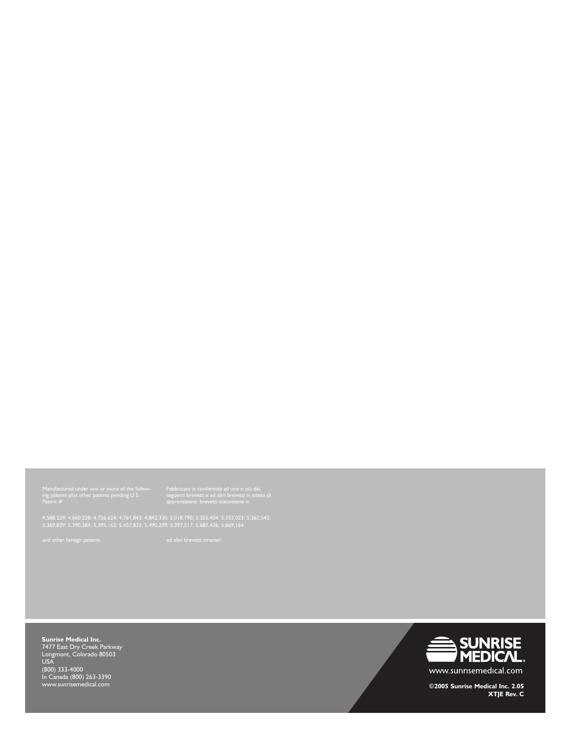Manufactured under one or more of the following patents plus other patents pending:U.S. Patent #

Fabbricato in conformità ad uno o più dei seguenti brevetti e ad altri brevetti in attesa di approvazione: brevetti statunitensi n.

4,588,229; 4,660,238; 4,726,624; 4,761,843; 4,842,330; 5,018,790; 5,255,404; 5,352,023; 5,362,543; 5,369,829; 5,390,384; 5,395,162; 5,457,833; 5,490,299; 5,397,517, 5,687,436; 5,869,164

and other foreign patents.

ed altri brevetti stranieri.

**Sunrise Medical Inc.**
7477 East Dry Creek Parkway
Longmont, Colorado 80503
USA
(800) 333-4000
In Canada (800) 263-3390
www.sunrisemedical.com

SUNRISE MEDICAL®

www.sunrisemedical.com

**©2005 Sunrise Medical Inc. 2.05**
**XTJE Rev. C**